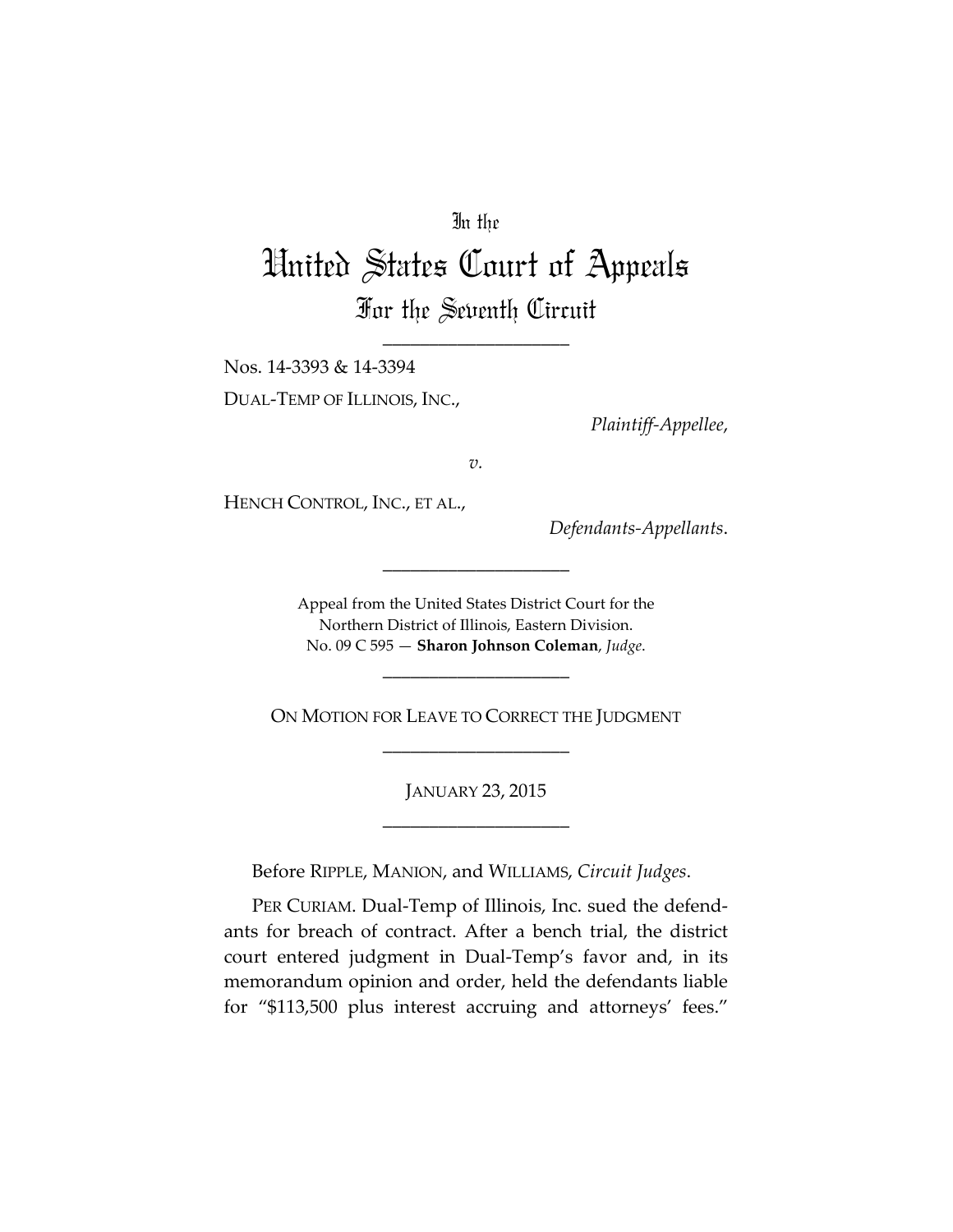In the

# United States Court of Appeals
## For the Seventh Circuit

---

Nos. 14-3393 & 14-3394

DUAL-TEMP OF ILLINOIS, INC.,

*Plaintiff-Appellee*,

*v.*

HENCH CONTROL, INC., ET AL.,

*Defendants-Appellants*.

---

Appeal from the United States District Court for the Northern District of Illinois, Eastern Division.
No. 09 C 595 — **Sharon Johnson Coleman**, *Judge*.

---

ON MOTION FOR LEAVE TO CORRECT THE JUDGMENT

---

JANUARY 23, 2015

---

Before RIPPLE, MANION, and WILLIAMS, *Circuit Judges*.

PER CURIAM. Dual-Temp of Illinois, Inc. sued the defendants for breach of contract. After a bench trial, the district court entered judgment in Dual-Temp's favor and, in its memorandum opinion and order, held the defendants liable for "$113,500 plus interest accruing and attorneys' fees."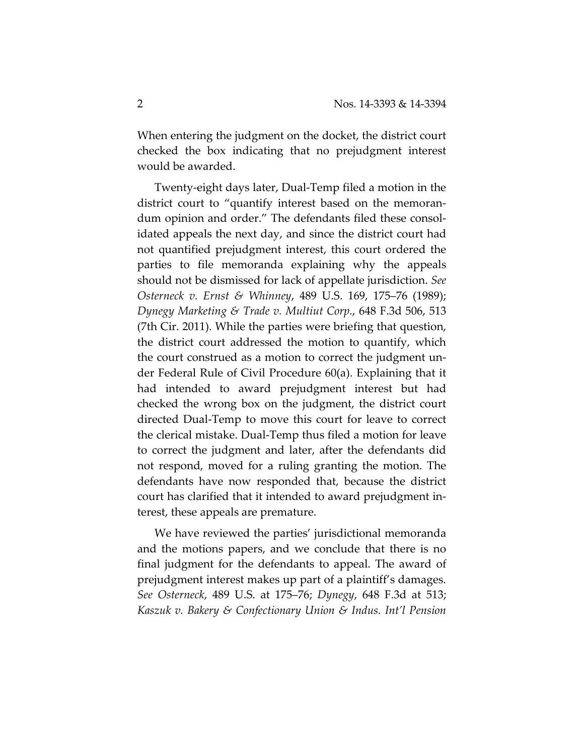When entering the judgment on the docket, the district court checked the box indicating that no prejudgment interest would be awarded.

Twenty-eight days later, Dual-Temp filed a motion in the district court to "quantify interest based on the memorandum opinion and order." The defendants filed these consolidated appeals the next day, and since the district court had not quantified prejudgment interest, this court ordered the parties to file memoranda explaining why the appeals should not be dismissed for lack of appellate jurisdiction. *See Osterneck v. Ernst & Whinney*, 489 U.S. 169, 175–76 (1989); *Dynegy Marketing & Trade v. Multiut Corp.*, 648 F.3d 506, 513 (7th Cir. 2011). While the parties were briefing that question, the district court addressed the motion to quantify, which the court construed as a motion to correct the judgment under Federal Rule of Civil Procedure 60(a). Explaining that it had intended to award prejudgment interest but had checked the wrong box on the judgment, the district court directed Dual-Temp to move this court for leave to correct the clerical mistake. Dual-Temp thus filed a motion for leave to correct the judgment and later, after the defendants did not respond, moved for a ruling granting the motion. The defendants have now responded that, because the district court has clarified that it intended to award prejudgment interest, these appeals are premature.

We have reviewed the parties' jurisdictional memoranda and the motions papers, and we conclude that there is no final judgment for the defendants to appeal. The award of prejudgment interest makes up part of a plaintiff's damages. *See Osterneck*, 489 U.S. at 175–76; *Dynegy*, 648 F.3d at 513; *Kaszuk v. Bakery & Confectionary Union & Indus. Int'l Pension*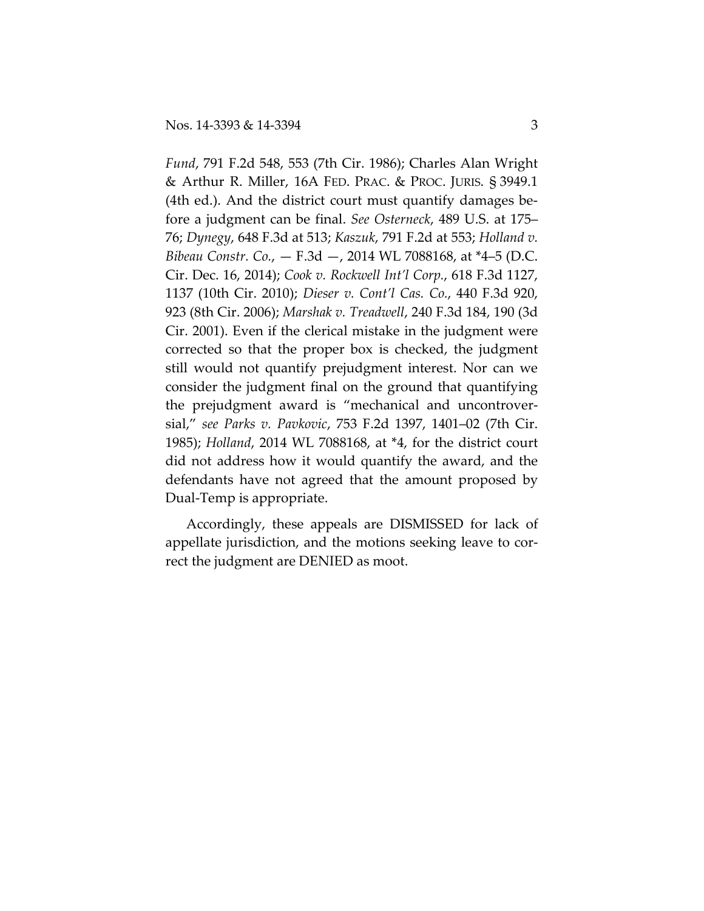*Fund*, 791 F.2d 548, 553 (7th Cir. 1986); Charles Alan Wright & Arthur R. Miller, 16A FED. PRAC. & PROC. JURIS. § 3949.1 (4th ed.). And the district court must quantify damages before a judgment can be final. *See Osterneck*, 489 U.S. at 175–76; *Dynegy*, 648 F.3d at 513; *Kaszuk*, 791 F.2d at 553; *Holland v. Bibeau Constr. Co.*, — F.3d —, 2014 WL 7088168, at *4–5 (D.C. Cir. Dec. 16, 2014); *Cook v. Rockwell Int'l Corp.*, 618 F.3d 1127, 1137 (10th Cir. 2010); *Dieser v. Cont'l Cas. Co.*, 440 F.3d 920, 923 (8th Cir. 2006); *Marshak v. Treadwell*, 240 F.3d 184, 190 (3d Cir. 2001). Even if the clerical mistake in the judgment were corrected so that the proper box is checked, the judgment still would not quantify prejudgment interest. Nor can we consider the judgment final on the ground that quantifying the prejudgment award is "mechanical and uncontroversial," *see Parks v. Pavkovic*, 753 F.2d 1397, 1401–02 (7th Cir. 1985); *Holland*, 2014 WL 7088168, at *4, for the district court did not address how it would quantify the award, and the defendants have not agreed that the amount proposed by Dual-Temp is appropriate.

Accordingly, these appeals are DISMISSED for lack of appellate jurisdiction, and the motions seeking leave to correct the judgment are DENIED as moot.